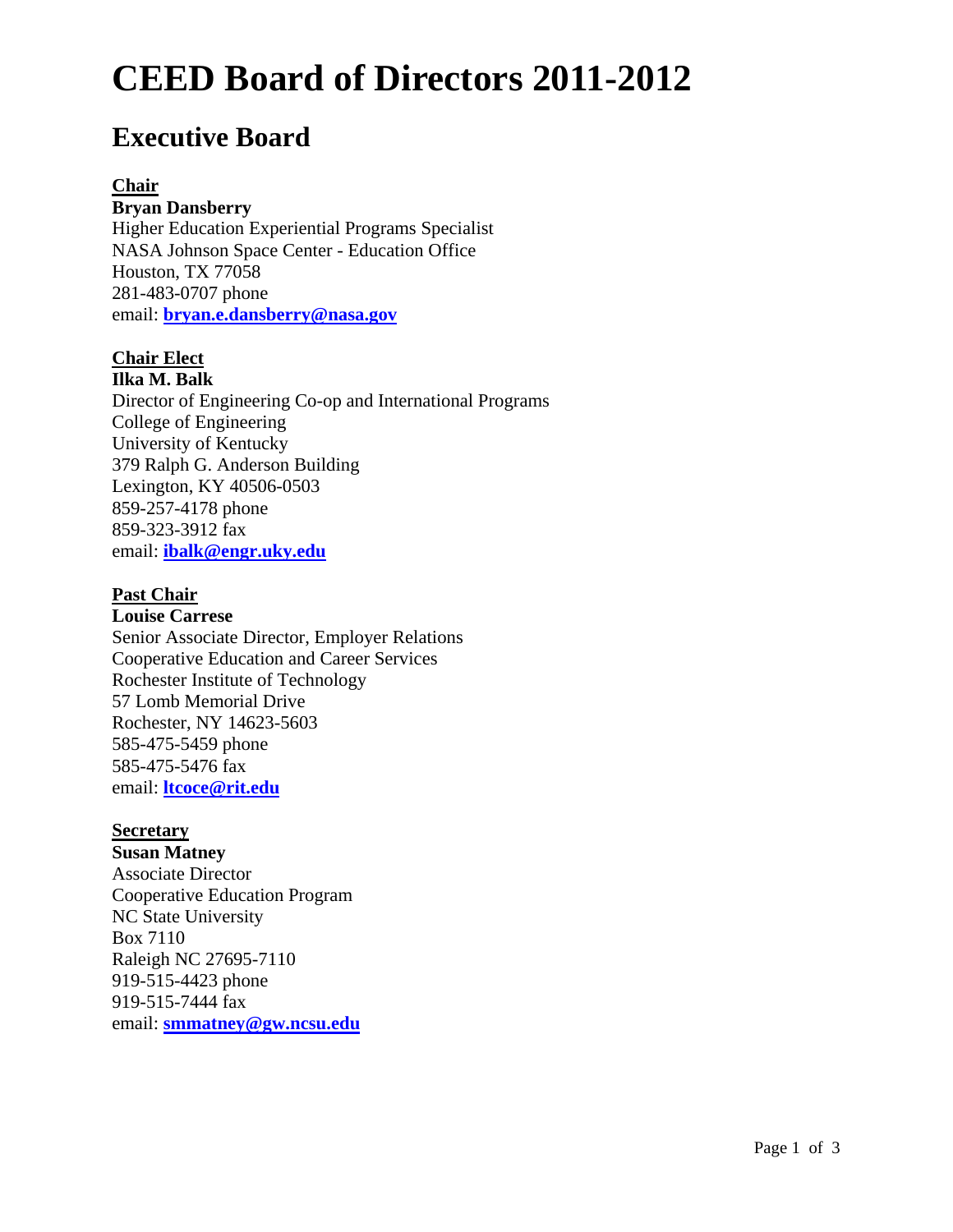# CEED Board of Directors 2011-2012

## Executive Board

**Chair**
**Bryan Dansberry**
Higher Education Experiential Programs Specialist
NASA Johnson Space Center - Education Office
Houston, TX 77058
281-483-0707 phone
email: **bryan.e.dansberry@nasa.gov**

**Chair Elect**
**Ilka M. Balk**
Director of Engineering Co-op and International Programs
College of Engineering
University of Kentucky
379 Ralph G. Anderson Building
Lexington, KY 40506-0503
859-257-4178 phone
859-323-3912 fax
email: **ibalk@engr.uky.edu**

**Past Chair**
**Louise Carrese**
Senior Associate Director, Employer Relations
Cooperative Education and Career Services
Rochester Institute of Technology
57 Lomb Memorial Drive
Rochester, NY 14623-5603
585-475-5459 phone
585-475-5476 fax
email: **ltcoce@rit.edu**

**Secretary**
**Susan Matney**
Associate Director
Cooperative Education Program
NC State University
Box 7110
Raleigh NC 27695-7110
919-515-4423 phone
919-515-7444 fax
email: **smmatney@gw.ncsu.edu**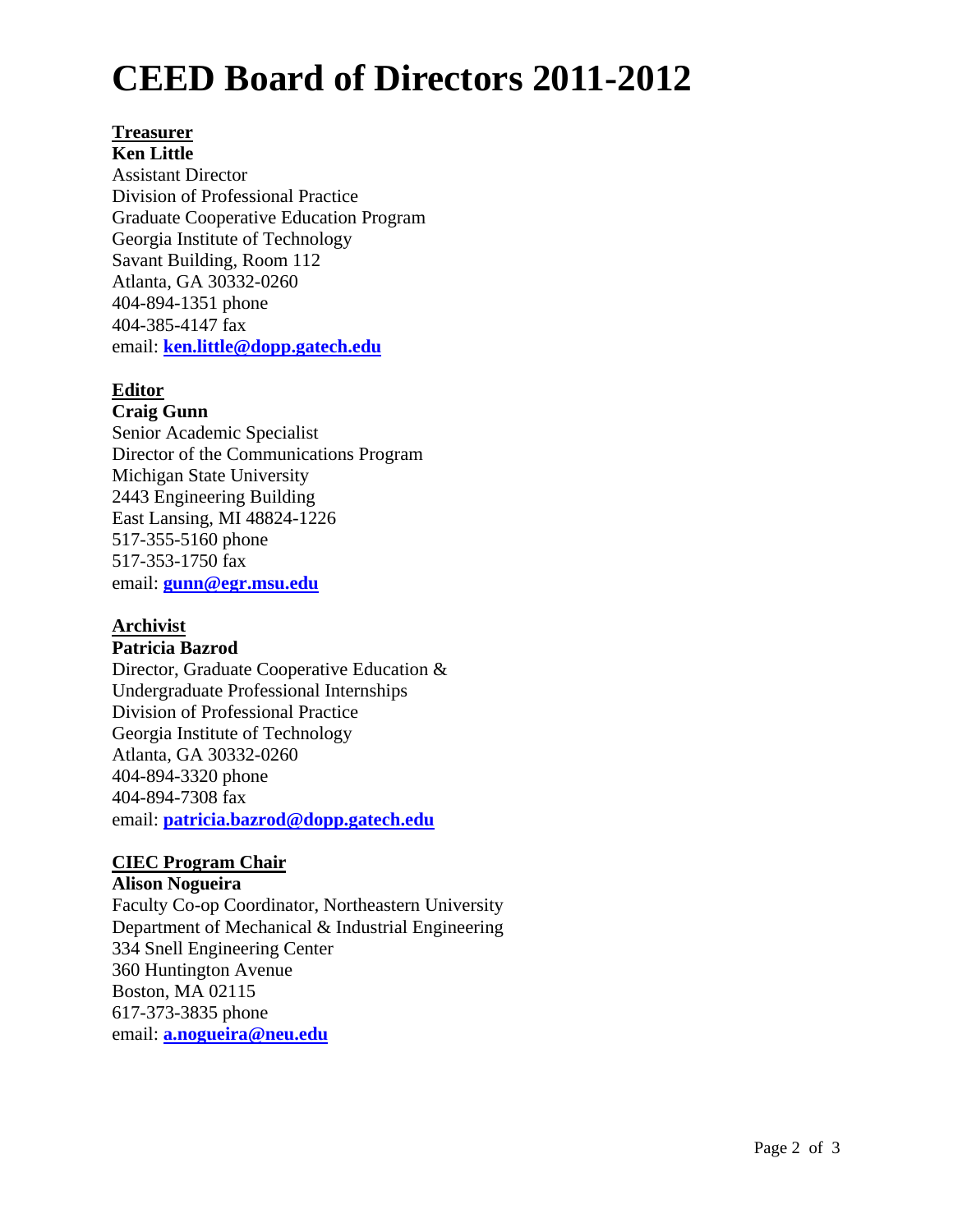# CEED Board of Directors 2011-2012

**Treasurer**

**Ken Little**
Assistant Director
Division of Professional Practice
Graduate Cooperative Education Program
Georgia Institute of Technology
Savant Building, Room 112
Atlanta, GA 30332-0260
404-894-1351 phone
404-385-4147 fax
email: **ken.little@dopp.gatech.edu**

**Editor**

**Craig Gunn**
Senior Academic Specialist
Director of the Communications Program
Michigan State University
2443 Engineering Building
East Lansing, MI 48824-1226
517-355-5160 phone
517-353-1750 fax
email: **gunn@egr.msu.edu**

**Archivist**

**Patricia Bazrod**
Director, Graduate Cooperative Education &
Undergraduate Professional Internships
Division of Professional Practice
Georgia Institute of Technology
Atlanta, GA 30332-0260
404-894-3320 phone
404-894-7308 fax
email: **patricia.bazrod@dopp.gatech.edu**

**CIEC Program Chair**

**Alison Nogueira**
Faculty Co-op Coordinator, Northeastern University
Department of Mechanical & Industrial Engineering
334 Snell Engineering Center
360 Huntington Avenue
Boston, MA 02115
617-373-3835 phone
email: **a.nogueira@neu.edu**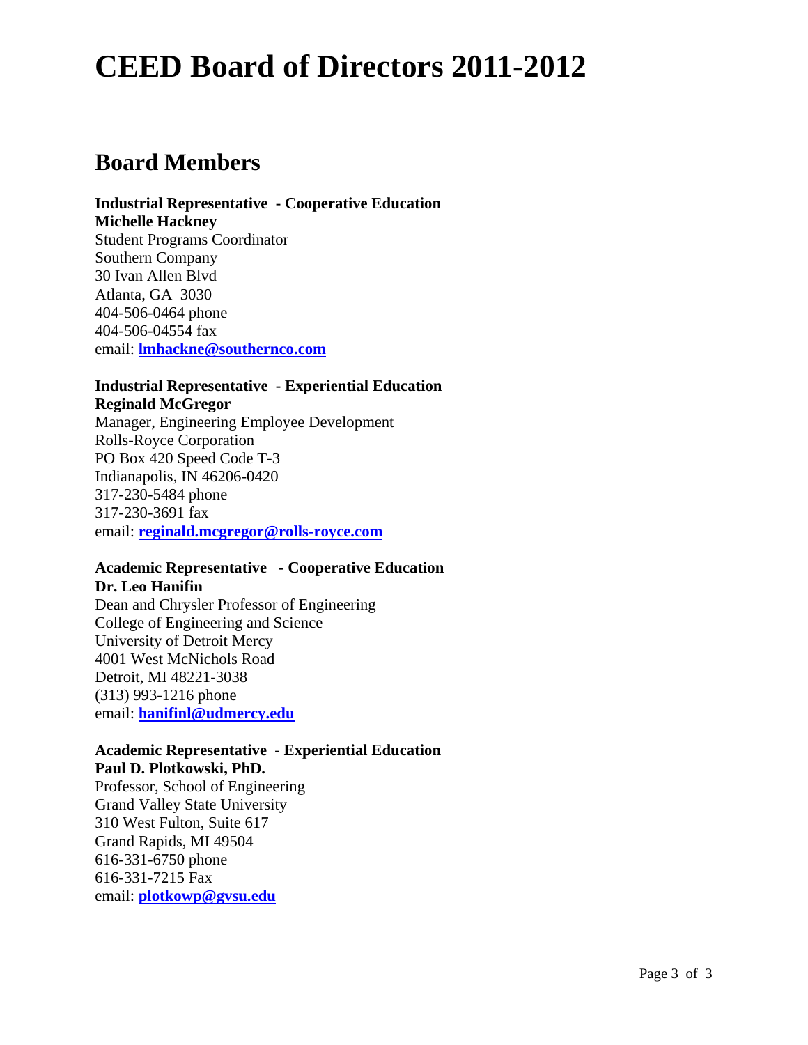# CEED Board of Directors 2011-2012

## Board Members

**Industrial Representative - Cooperative Education**
**Michelle Hackney**
Student Programs Coordinator
Southern Company
30 Ivan Allen Blvd
Atlanta, GA 3030
404-506-0464 phone
404-506-04554 fax
email: **lmhackne@southernco.com**

**Industrial Representative - Experiential Education**
**Reginald McGregor**
Manager, Engineering Employee Development
Rolls-Royce Corporation
PO Box 420 Speed Code T-3
Indianapolis, IN 46206-0420
317-230-5484 phone
317-230-3691 fax
email: **reginald.mcgregor@rolls-royce.com**

**Academic Representative - Cooperative Education**
**Dr. Leo Hanifin**
Dean and Chrysler Professor of Engineering
College of Engineering and Science
University of Detroit Mercy
4001 West McNichols Road
Detroit, MI 48221-3038
(313) 993-1216 phone
email: **hanifinl@udmercy.edu**

**Academic Representative - Experiential Education**
**Paul D. Plotkowski, PhD.**
Professor, School of Engineering
Grand Valley State University
310 West Fulton, Suite 617
Grand Rapids, MI 49504
616-331-6750 phone
616-331-7215 Fax
email: **plotkowp@gvsu.edu**